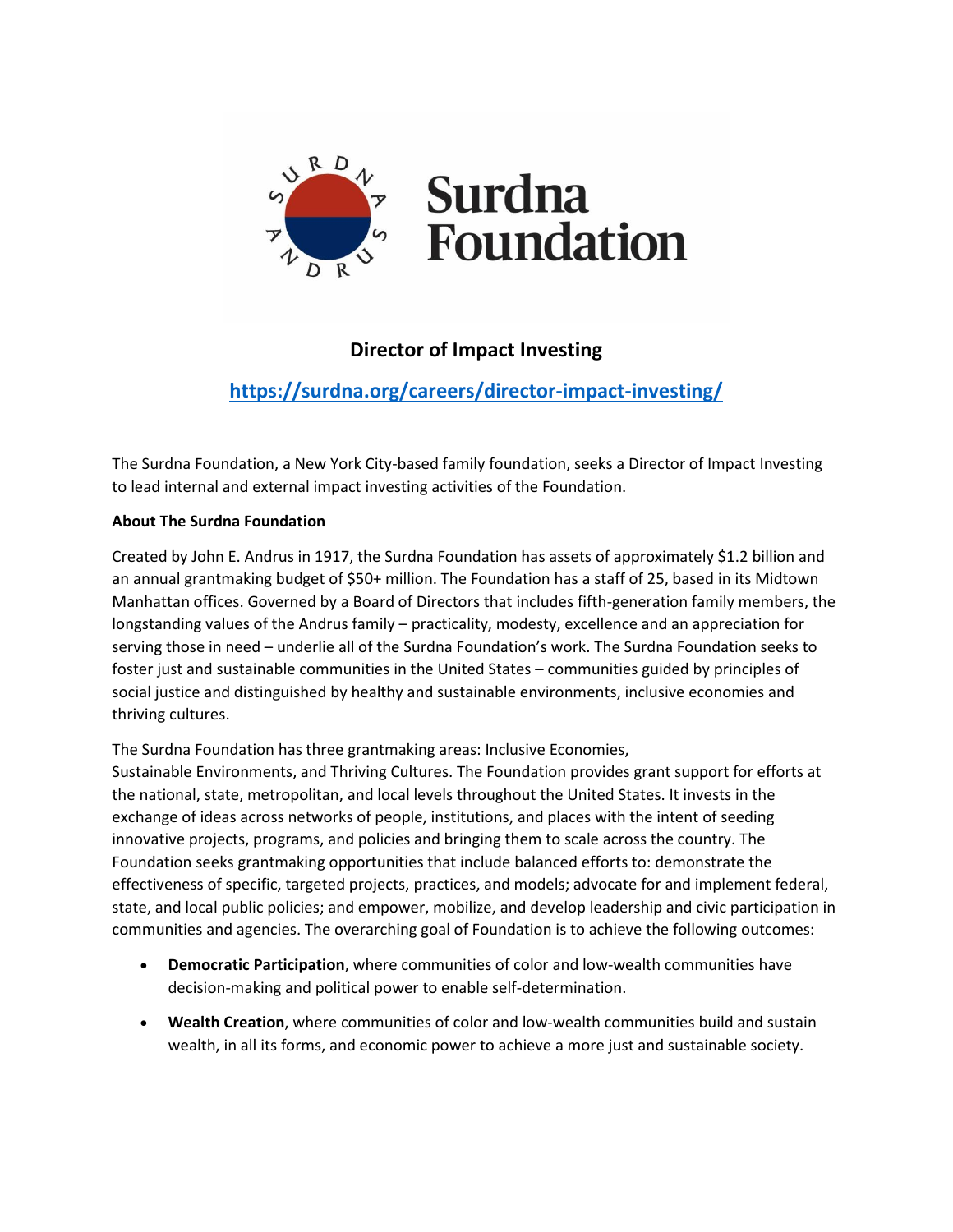# Director of Impact Investing

**[https://surdna.org/careers/director-impact-investing/](https://surdna.org/careers/director-impact-investing/)**

The Surdna Foundation, a New York City-based family foundation, seeks a Director of Impact Investing to lead internal and external impact investing activities of the Foundation.

**About The Surdna Foundation**

Created by John E. Andrus in 1917, the Surdna Foundation has assets of approximately $1.2 billion and an annual grantmaking budget of $50+ million. The Foundation has a staff of 25, based in its Midtown Manhattan offices. Governed by a Board of Directors that includes fifth-generation family members, the longstanding values of the Andrus family – practicality, modesty, excellence and an appreciation for serving those in need – underlie all of the Surdna Foundation's work. The Surdna Foundation seeks to foster just and sustainable communities in the United States – communities guided by principles of social justice and distinguished by healthy and sustainable environments, inclusive economies and thriving cultures.

The Surdna Foundation has three grantmaking areas: Inclusive Economies, Sustainable Environments, and Thriving Cultures. The Foundation provides grant support for efforts at the national, state, metropolitan, and local levels throughout the United States. It invests in the exchange of ideas across networks of people, institutions, and places with the intent of seeding innovative projects, programs, and policies and bringing them to scale across the country. The Foundation seeks grantmaking opportunities that include balanced efforts to: demonstrate the effectiveness of specific, targeted projects, practices, and models; advocate for and implement federal, state, and local public policies; and empower, mobilize, and develop leadership and civic participation in communities and agencies. The overarching goal of Foundation is to achieve the following outcomes:

- **Democratic Participation**, where communities of color and low-wealth communities have decision-making and political power to enable self-determination.
- **Wealth Creation**, where communities of color and low-wealth communities build and sustain wealth, in all its forms, and economic power to achieve a more just and sustainable society.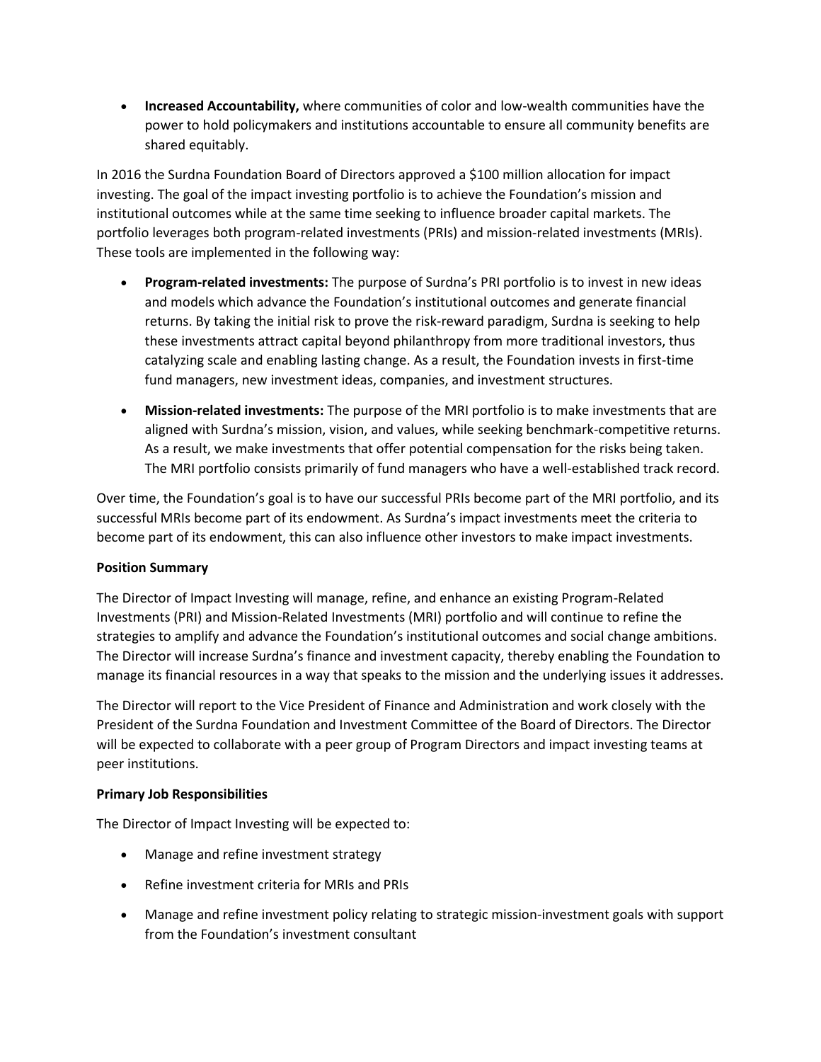- **Increased Accountability,** where communities of color and low-wealth communities have the power to hold policymakers and institutions accountable to ensure all community benefits are shared equitably.

In 2016 the Surdna Foundation Board of Directors approved a $100 million allocation for impact investing. The goal of the impact investing portfolio is to achieve the Foundation's mission and institutional outcomes while at the same time seeking to influence broader capital markets. The portfolio leverages both program-related investments (PRIs) and mission-related investments (MRIs). These tools are implemented in the following way:

- **Program-related investments:** The purpose of Surdna's PRI portfolio is to invest in new ideas and models which advance the Foundation's institutional outcomes and generate financial returns. By taking the initial risk to prove the risk-reward paradigm, Surdna is seeking to help these investments attract capital beyond philanthropy from more traditional investors, thus catalyzing scale and enabling lasting change. As a result, the Foundation invests in first-time fund managers, new investment ideas, companies, and investment structures.
- **Mission-related investments:** The purpose of the MRI portfolio is to make investments that are aligned with Surdna's mission, vision, and values, while seeking benchmark-competitive returns. As a result, we make investments that offer potential compensation for the risks being taken. The MRI portfolio consists primarily of fund managers who have a well-established track record.

Over time, the Foundation's goal is to have our successful PRIs become part of the MRI portfolio, and its successful MRIs become part of its endowment. As Surdna's impact investments meet the criteria to become part of its endowment, this can also influence other investors to make impact investments.

**Position Summary**

The Director of Impact Investing will manage, refine, and enhance an existing Program-Related Investments (PRI) and Mission-Related Investments (MRI) portfolio and will continue to refine the strategies to amplify and advance the Foundation's institutional outcomes and social change ambitions. The Director will increase Surdna's finance and investment capacity, thereby enabling the Foundation to manage its financial resources in a way that speaks to the mission and the underlying issues it addresses.

The Director will report to the Vice President of Finance and Administration and work closely with the President of the Surdna Foundation and Investment Committee of the Board of Directors. The Director will be expected to collaborate with a peer group of Program Directors and impact investing teams at peer institutions.

**Primary Job Responsibilities**

The Director of Impact Investing will be expected to:

- Manage and refine investment strategy
- Refine investment criteria for MRIs and PRIs
- Manage and refine investment policy relating to strategic mission-investment goals with support from the Foundation's investment consultant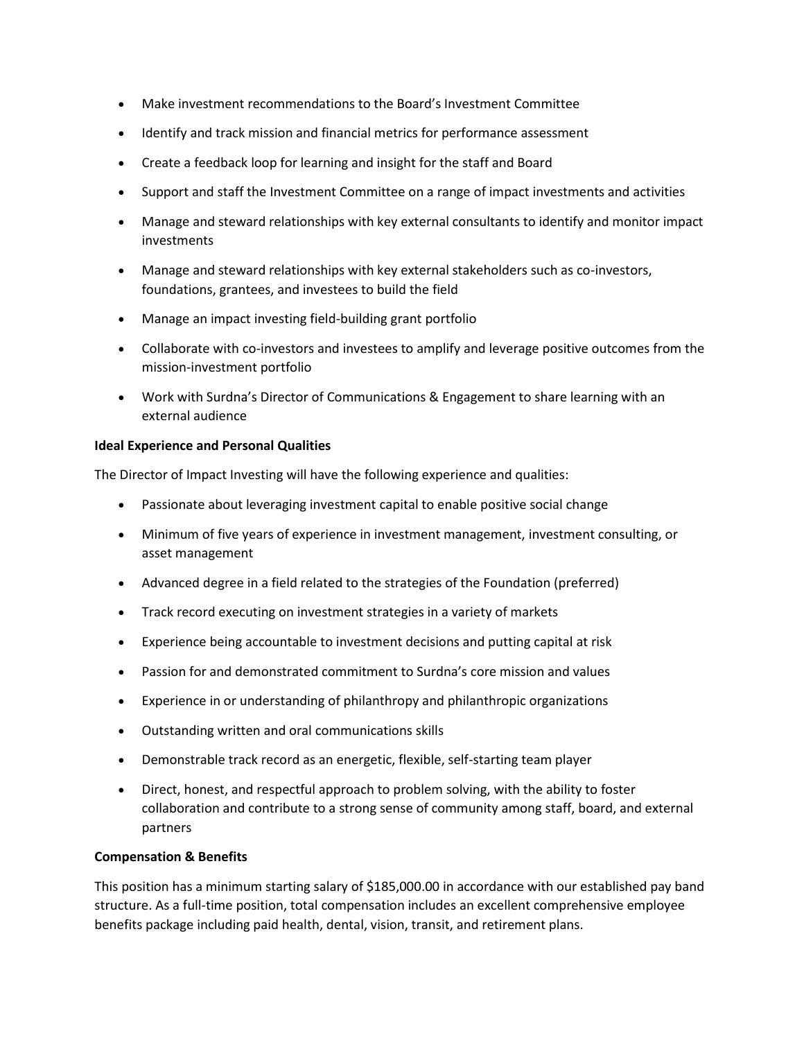- Make investment recommendations to the Board's Investment Committee
- Identify and track mission and financial metrics for performance assessment
- Create a feedback loop for learning and insight for the staff and Board
- Support and staff the Investment Committee on a range of impact investments and activities
- Manage and steward relationships with key external consultants to identify and monitor impact investments
- Manage and steward relationships with key external stakeholders such as co-investors, foundations, grantees, and investees to build the field
- Manage an impact investing field-building grant portfolio
- Collaborate with co-investors and investees to amplify and leverage positive outcomes from the mission-investment portfolio
- Work with Surdna's Director of Communications & Engagement to share learning with an external audience

**Ideal Experience and Personal Qualities**

The Director of Impact Investing will have the following experience and qualities:

- Passionate about leveraging investment capital to enable positive social change
- Minimum of five years of experience in investment management, investment consulting, or asset management
- Advanced degree in a field related to the strategies of the Foundation (preferred)
- Track record executing on investment strategies in a variety of markets
- Experience being accountable to investment decisions and putting capital at risk
- Passion for and demonstrated commitment to Surdna's core mission and values
- Experience in or understanding of philanthropy and philanthropic organizations
- Outstanding written and oral communications skills
- Demonstrable track record as an energetic, flexible, self-starting team player
- Direct, honest, and respectful approach to problem solving, with the ability to foster collaboration and contribute to a strong sense of community among staff, board, and external partners

**Compensation & Benefits**

This position has a minimum starting salary of $185,000.00 in accordance with our established pay band structure. As a full-time position, total compensation includes an excellent comprehensive employee benefits package including paid health, dental, vision, transit, and retirement plans.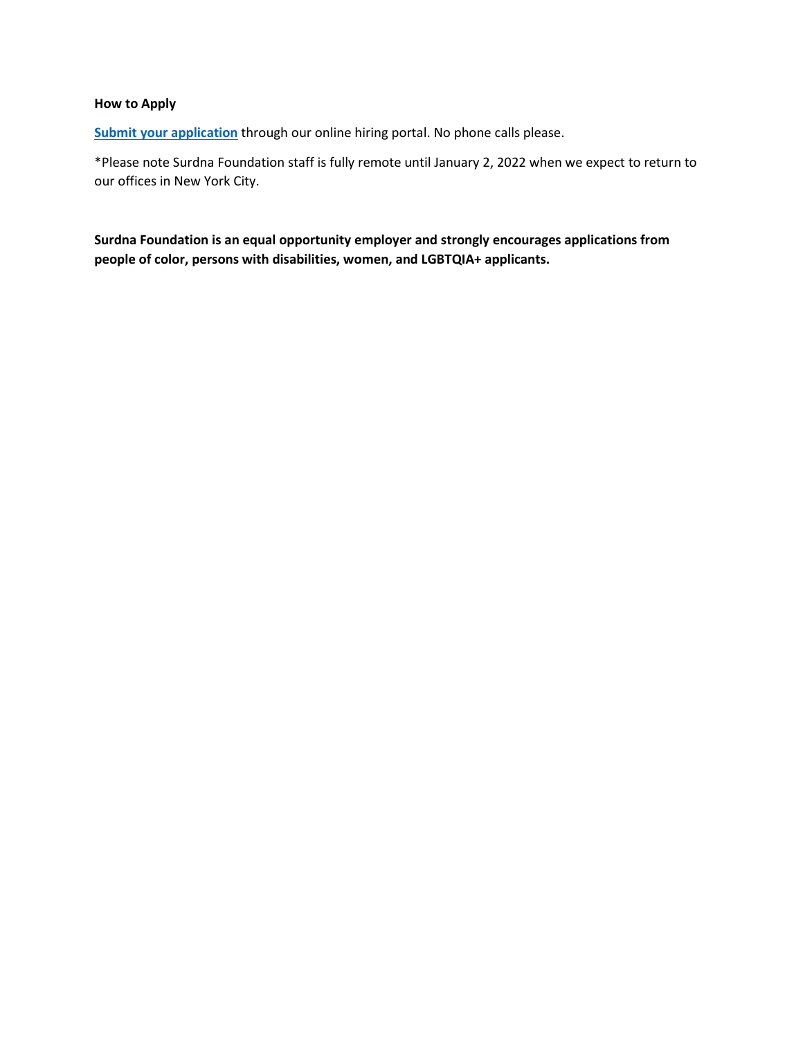**How to Apply**

**Submit your application** through our online hiring portal. No phone calls please.

*Please note Surdna Foundation staff is fully remote until January 2, 2022 when we expect to return to our offices in New York City.

**Surdna Foundation is an equal opportunity employer and strongly encourages applications from people of color, persons with disabilities, women, and LGBTQIA+ applicants.**